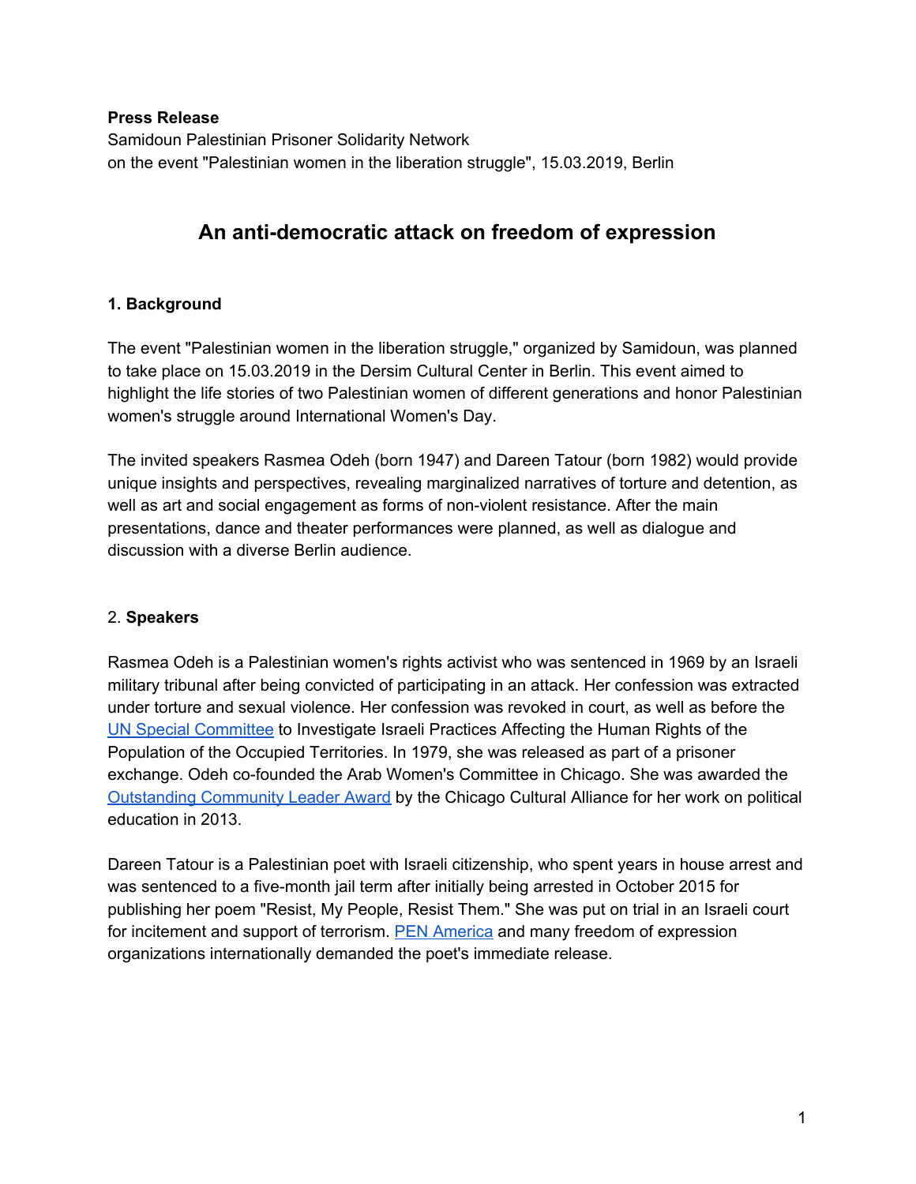**Press Release**
Samidoun Palestinian Prisoner Solidarity Network
on the event "Palestinian women in the liberation struggle", 15.03.2019, Berlin

# An anti-democratic attack on freedom of expression

## 1. Background

The event "Palestinian women in the liberation struggle," organized by Samidoun, was planned to take place on 15.03.2019 in the Dersim Cultural Center in Berlin. This event aimed to highlight the life stories of two Palestinian women of different generations and honor Palestinian women's struggle around International Women's Day.

The invited speakers Rasmea Odeh (born 1947) and Dareen Tatour (born 1982) would provide unique insights and perspectives, revealing marginalized narratives of torture and detention, as well as art and social engagement as forms of non-violent resistance. After the main presentations, dance and theater performances were planned, as well as dialogue and discussion with a diverse Berlin audience.

## 2. **Speakers**

Rasmea Odeh is a Palestinian women's rights activist who was sentenced in 1969 by an Israeli military tribunal after being convicted of participating in an attack. Her confession was extracted under torture and sexual violence. Her confession was revoked in court, as well as before the UN Special Committee to Investigate Israeli Practices Affecting the Human Rights of the Population of the Occupied Territories. In 1979, she was released as part of a prisoner exchange. Odeh co-founded the Arab Women's Committee in Chicago. She was awarded the Outstanding Community Leader Award by the Chicago Cultural Alliance for her work on political education in 2013.

Dareen Tatour is a Palestinian poet with Israeli citizenship, who spent years in house arrest and was sentenced to a five-month jail term after initially being arrested in October 2015 for publishing her poem "Resist, My People, Resist Them." She was put on trial in an Israeli court for incitement and support of terrorism. PEN America and many freedom of expression organizations internationally demanded the poet's immediate release.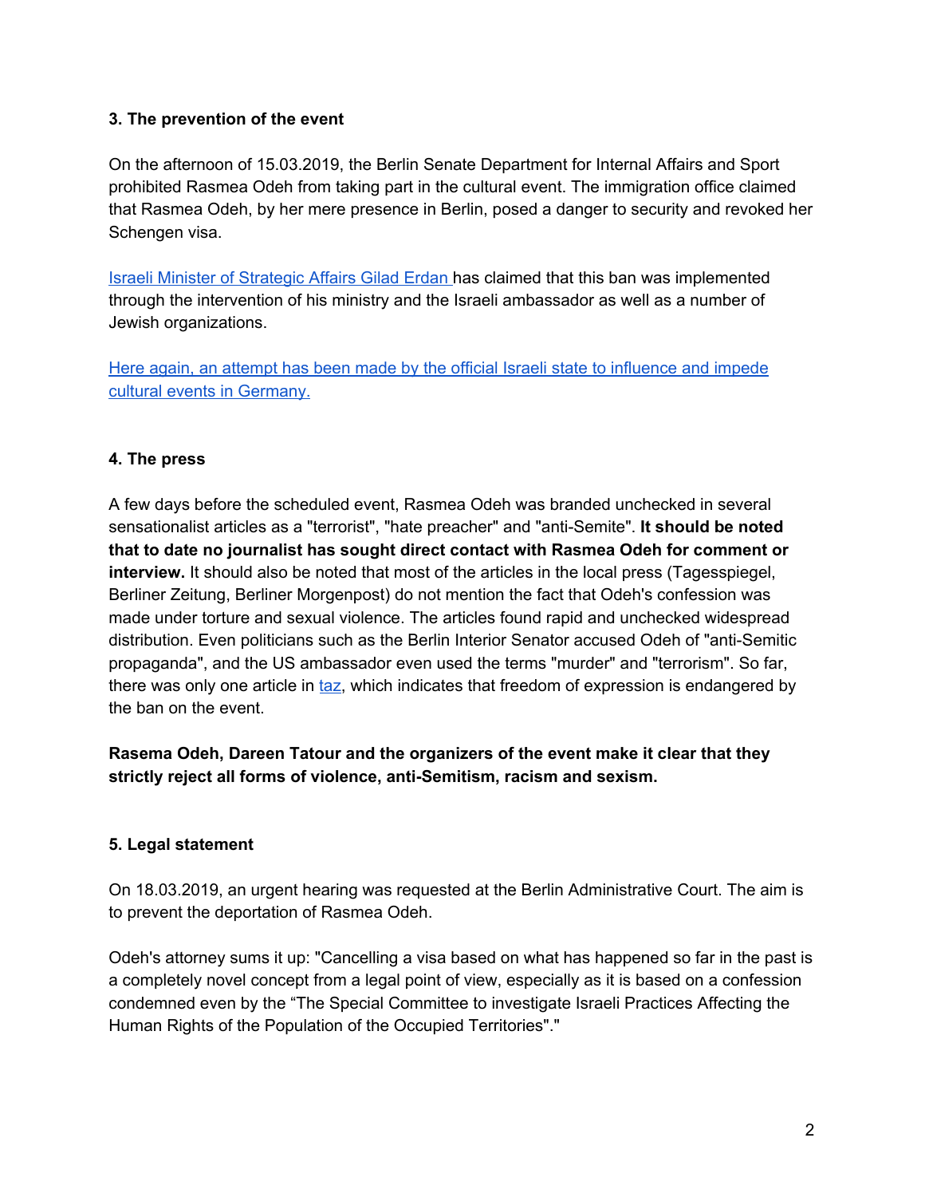### 3. The prevention of the event

On the afternoon of 15.03.2019, the Berlin Senate Department for Internal Affairs and Sport prohibited Rasmea Odeh from taking part in the cultural event. The immigration office claimed that Rasmea Odeh, by her mere presence in Berlin, posed a danger to security and revoked her Schengen visa.

Israeli Minister of Strategic Affairs Gilad Erdan has claimed that this ban was implemented through the intervention of his ministry and the Israeli ambassador as well as a number of Jewish organizations.

Here again, an attempt has been made by the official Israeli state to influence and impede cultural events in Germany.

### 4. The press

A few days before the scheduled event, Rasmea Odeh was branded unchecked in several sensationalist articles as a "terrorist", "hate preacher" and "anti-Semite". **It should be noted that to date no journalist has sought direct contact with Rasmea Odeh for comment or interview.** It should also be noted that most of the articles in the local press (Tagesspiegel, Berliner Zeitung, Berliner Morgenpost) do not mention the fact that Odeh's confession was made under torture and sexual violence. The articles found rapid and unchecked widespread distribution. Even politicians such as the Berlin Interior Senator accused Odeh of "anti-Semitic propaganda", and the US ambassador even used the terms "murder" and "terrorism". So far, there was only one article in taz, which indicates that freedom of expression is endangered by the ban on the event.

**Rasema Odeh, Dareen Tatour and the organizers of the event make it clear that they strictly reject all forms of violence, anti-Semitism, racism and sexism.**

### 5. Legal statement

On 18.03.2019, an urgent hearing was requested at the Berlin Administrative Court. The aim is to prevent the deportation of Rasmea Odeh.

Odeh's attorney sums it up: "Cancelling a visa based on what has happened so far in the past is a completely novel concept from a legal point of view, especially as it is based on a confession condemned even by the "The Special Committee to investigate Israeli Practices Affecting the Human Rights of the Population of the Occupied Territories"."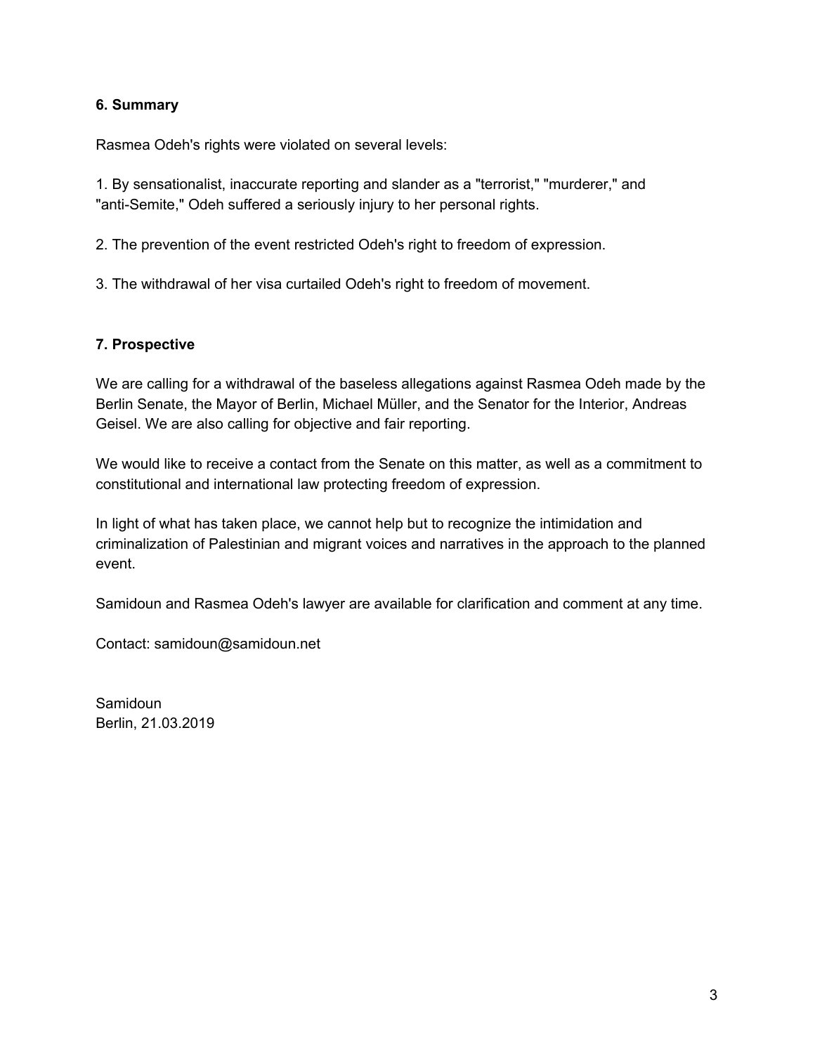**6. Summary**

Rasmea Odeh's rights were violated on several levels:

1. By sensationalist, inaccurate reporting and slander as a "terrorist," "murderer," and "anti-Semite," Odeh suffered a seriously injury to her personal rights.

2. The prevention of the event restricted Odeh's right to freedom of expression.

3. The withdrawal of her visa curtailed Odeh's right to freedom of movement.

**7. Prospective**

We are calling for a withdrawal of the baseless allegations against Rasmea Odeh made by the Berlin Senate, the Mayor of Berlin, Michael Müller, and the Senator for the Interior, Andreas Geisel. We are also calling for objective and fair reporting.

We would like to receive a contact from the Senate on this matter, as well as a commitment to constitutional and international law protecting freedom of expression.

In light of what has taken place, we cannot help but to recognize the intimidation and criminalization of Palestinian and migrant voices and narratives in the approach to the planned event.

Samidoun and Rasmea Odeh's lawyer are available for clarification and comment at any time.

Contact: samidoun@samidoun.net

Samidoun
Berlin, 21.03.2019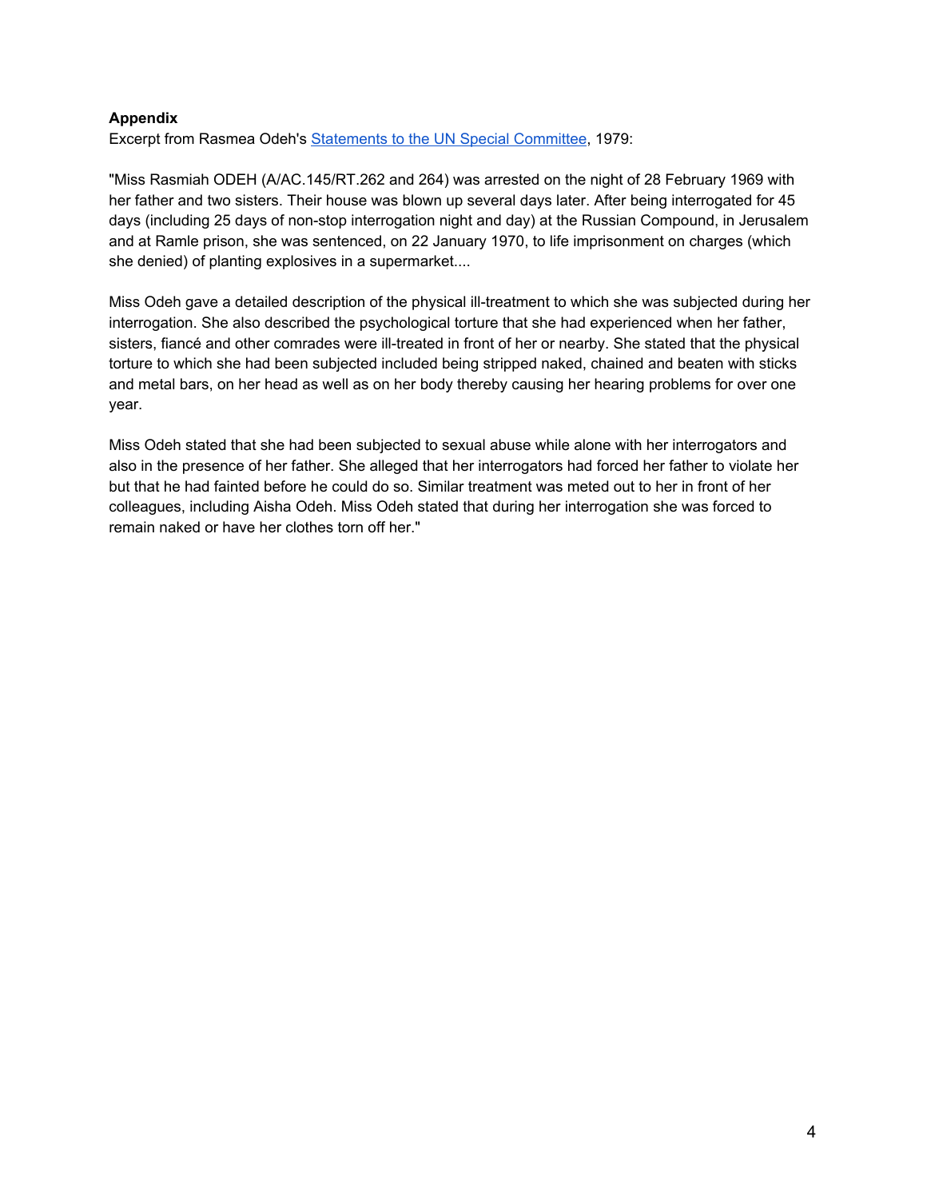**Appendix**

Excerpt from Rasmea Odeh's [Statements to the UN Special Committee](), 1979:

"Miss Rasmiah ODEH (A/AC.145/RT.262 and 264) was arrested on the night of 28 February 1969 with her father and two sisters. Their house was blown up several days later. After being interrogated for 45 days (including 25 days of non-stop interrogation night and day) at the Russian Compound, in Jerusalem and at Ramle prison, she was sentenced, on 22 January 1970, to life imprisonment on charges (which she denied) of planting explosives in a supermarket....

Miss Odeh gave a detailed description of the physical ill-treatment to which she was subjected during her interrogation. She also described the psychological torture that she had experienced when her father, sisters, fiancé and other comrades were ill-treated in front of her or nearby. She stated that the physical torture to which she had been subjected included being stripped naked, chained and beaten with sticks and metal bars, on her head as well as on her body thereby causing her hearing problems for over one year.

Miss Odeh stated that she had been subjected to sexual abuse while alone with her interrogators and also in the presence of her father. She alleged that her interrogators had forced her father to violate her but that he had fainted before he could do so. Similar treatment was meted out to her in front of her colleagues, including Aisha Odeh. Miss Odeh stated that during her interrogation she was forced to remain naked or have her clothes torn off her."